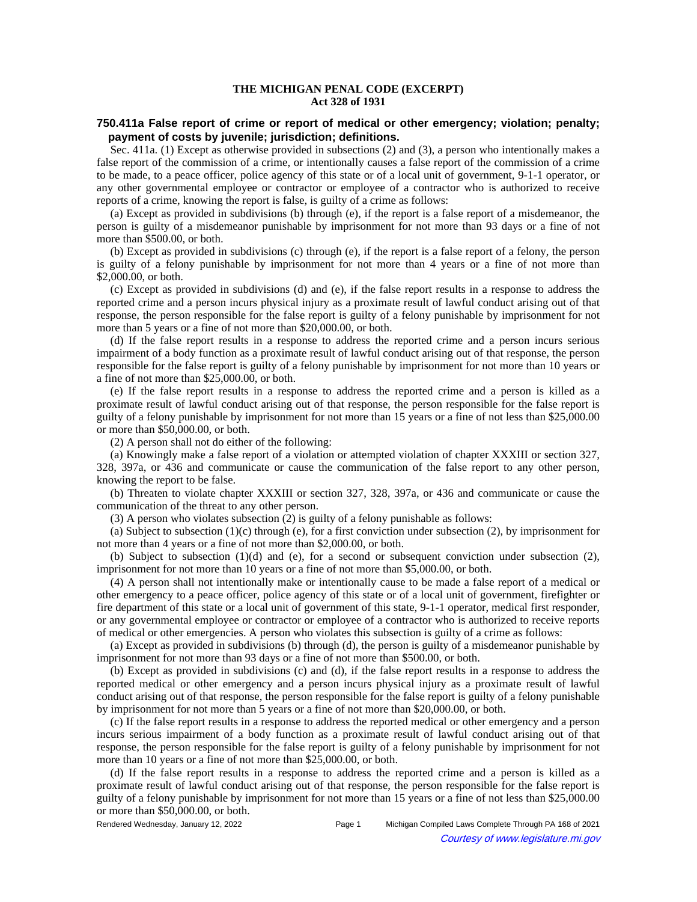**THE MICHIGAN PENAL CODE (EXCERPT)**
**Act 328 of 1931**

## 750.411a False report of crime or report of medical or other emergency; violation; penalty; payment of costs by juvenile; jurisdiction; definitions.

Sec. 411a. (1) Except as otherwise provided in subsections (2) and (3), a person who intentionally makes a false report of the commission of a crime, or intentionally causes a false report of the commission of a crime to be made, to a peace officer, police agency of this state or of a local unit of government, 9-1-1 operator, or any other governmental employee or contractor or employee of a contractor who is authorized to receive reports of a crime, knowing the report is false, is guilty of a crime as follows:

(a) Except as provided in subdivisions (b) through (e), if the report is a false report of a misdemeanor, the person is guilty of a misdemeanor punishable by imprisonment for not more than 93 days or a fine of not more than $500.00, or both.

(b) Except as provided in subdivisions (c) through (e), if the report is a false report of a felony, the person is guilty of a felony punishable by imprisonment for not more than 4 years or a fine of not more than $2,000.00, or both.

(c) Except as provided in subdivisions (d) and (e), if the false report results in a response to address the reported crime and a person incurs physical injury as a proximate result of lawful conduct arising out of that response, the person responsible for the false report is guilty of a felony punishable by imprisonment for not more than 5 years or a fine of not more than $20,000.00, or both.

(d) If the false report results in a response to address the reported crime and a person incurs serious impairment of a body function as a proximate result of lawful conduct arising out of that response, the person responsible for the false report is guilty of a felony punishable by imprisonment for not more than 10 years or a fine of not more than $25,000.00, or both.

(e) If the false report results in a response to address the reported crime and a person is killed as a proximate result of lawful conduct arising out of that response, the person responsible for the false report is guilty of a felony punishable by imprisonment for not more than 15 years or a fine of not less than $25,000.00 or more than $50,000.00, or both.

(2) A person shall not do either of the following:

(a) Knowingly make a false report of a violation or attempted violation of chapter XXXIII or section 327, 328, 397a, or 436 and communicate or cause the communication of the false report to any other person, knowing the report to be false.

(b) Threaten to violate chapter XXXIII or section 327, 328, 397a, or 436 and communicate or cause the communication of the threat to any other person.

(3) A person who violates subsection (2) is guilty of a felony punishable as follows:

(a) Subject to subsection (1)(c) through (e), for a first conviction under subsection (2), by imprisonment for not more than 4 years or a fine of not more than $2,000.00, or both.

(b) Subject to subsection (1)(d) and (e), for a second or subsequent conviction under subsection (2), imprisonment for not more than 10 years or a fine of not more than $5,000.00, or both.

(4) A person shall not intentionally make or intentionally cause to be made a false report of a medical or other emergency to a peace officer, police agency of this state or of a local unit of government, firefighter or fire department of this state or a local unit of government of this state, 9-1-1 operator, medical first responder, or any governmental employee or contractor or employee of a contractor who is authorized to receive reports of medical or other emergencies. A person who violates this subsection is guilty of a crime as follows:

(a) Except as provided in subdivisions (b) through (d), the person is guilty of a misdemeanor punishable by imprisonment for not more than 93 days or a fine of not more than $500.00, or both.

(b) Except as provided in subdivisions (c) and (d), if the false report results in a response to address the reported medical or other emergency and a person incurs physical injury as a proximate result of lawful conduct arising out of that response, the person responsible for the false report is guilty of a felony punishable by imprisonment for not more than 5 years or a fine of not more than $20,000.00, or both.

(c) If the false report results in a response to address the reported medical or other emergency and a person incurs serious impairment of a body function as a proximate result of lawful conduct arising out of that response, the person responsible for the false report is guilty of a felony punishable by imprisonment for not more than 10 years or a fine of not more than $25,000.00, or both.

(d) If the false report results in a response to address the reported crime and a person is killed as a proximate result of lawful conduct arising out of that response, the person responsible for the false report is guilty of a felony punishable by imprisonment for not more than 15 years or a fine of not less than $25,000.00 or more than $50,000.00, or both.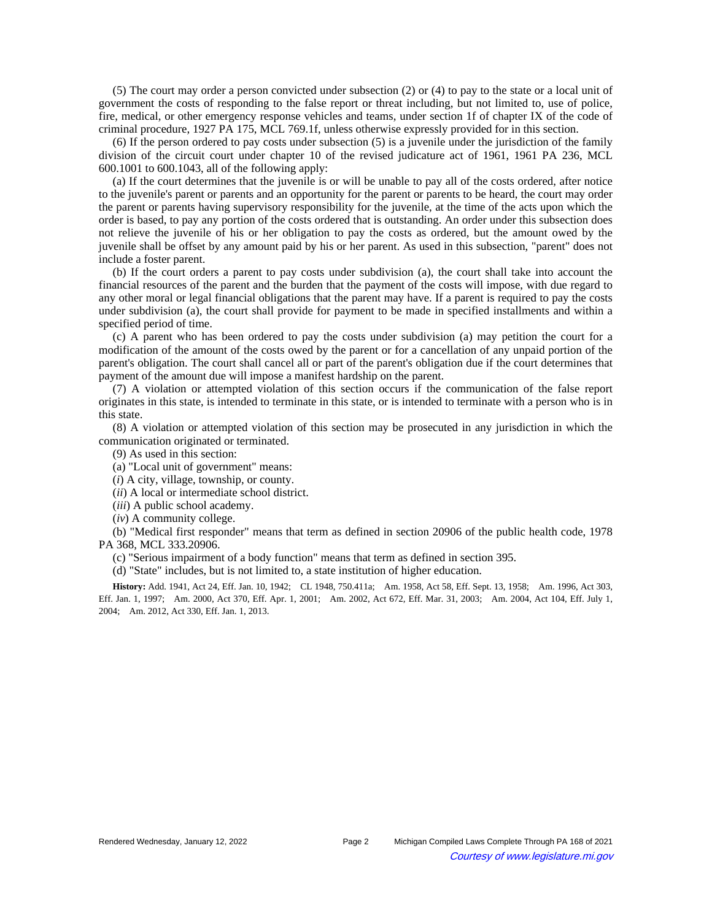(5) The court may order a person convicted under subsection (2) or (4) to pay to the state or a local unit of government the costs of responding to the false report or threat including, but not limited to, use of police, fire, medical, or other emergency response vehicles and teams, under section 1f of chapter IX of the code of criminal procedure, 1927 PA 175, MCL 769.1f, unless otherwise expressly provided for in this section.

(6) If the person ordered to pay costs under subsection (5) is a juvenile under the jurisdiction of the family division of the circuit court under chapter 10 of the revised judicature act of 1961, 1961 PA 236, MCL 600.1001 to 600.1043, all of the following apply:

(a) If the court determines that the juvenile is or will be unable to pay all of the costs ordered, after notice to the juvenile's parent or parents and an opportunity for the parent or parents to be heard, the court may order the parent or parents having supervisory responsibility for the juvenile, at the time of the acts upon which the order is based, to pay any portion of the costs ordered that is outstanding. An order under this subsection does not relieve the juvenile of his or her obligation to pay the costs as ordered, but the amount owed by the juvenile shall be offset by any amount paid by his or her parent. As used in this subsection, "parent" does not include a foster parent.

(b) If the court orders a parent to pay costs under subdivision (a), the court shall take into account the financial resources of the parent and the burden that the payment of the costs will impose, with due regard to any other moral or legal financial obligations that the parent may have. If a parent is required to pay the costs under subdivision (a), the court shall provide for payment to be made in specified installments and within a specified period of time.

(c) A parent who has been ordered to pay the costs under subdivision (a) may petition the court for a modification of the amount of the costs owed by the parent or for a cancellation of any unpaid portion of the parent's obligation. The court shall cancel all or part of the parent's obligation due if the court determines that payment of the amount due will impose a manifest hardship on the parent.

(7) A violation or attempted violation of this section occurs if the communication of the false report originates in this state, is intended to terminate in this state, or is intended to terminate with a person who is in this state.

(8) A violation or attempted violation of this section may be prosecuted in any jurisdiction in which the communication originated or terminated.

(9) As used in this section:

(a) "Local unit of government" means:

(*i*) A city, village, township, or county.

(*ii*) A local or intermediate school district.

(*iii*) A public school academy.

(*iv*) A community college.

(b) "Medical first responder" means that term as defined in section 20906 of the public health code, 1978 PA 368, MCL 333.20906.

(c) "Serious impairment of a body function" means that term as defined in section 395.

(d) "State" includes, but is not limited to, a state institution of higher education.

**History:** Add. 1941, Act 24, Eff. Jan. 10, 1942; CL 1948, 750.411a; Am. 1958, Act 58, Eff. Sept. 13, 1958; Am. 1996, Act 303, Eff. Jan. 1, 1997; Am. 2000, Act 370, Eff. Apr. 1, 2001; Am. 2002, Act 672, Eff. Mar. 31, 2003; Am. 2004, Act 104, Eff. July 1, 2004; Am. 2012, Act 330, Eff. Jan. 1, 2013.